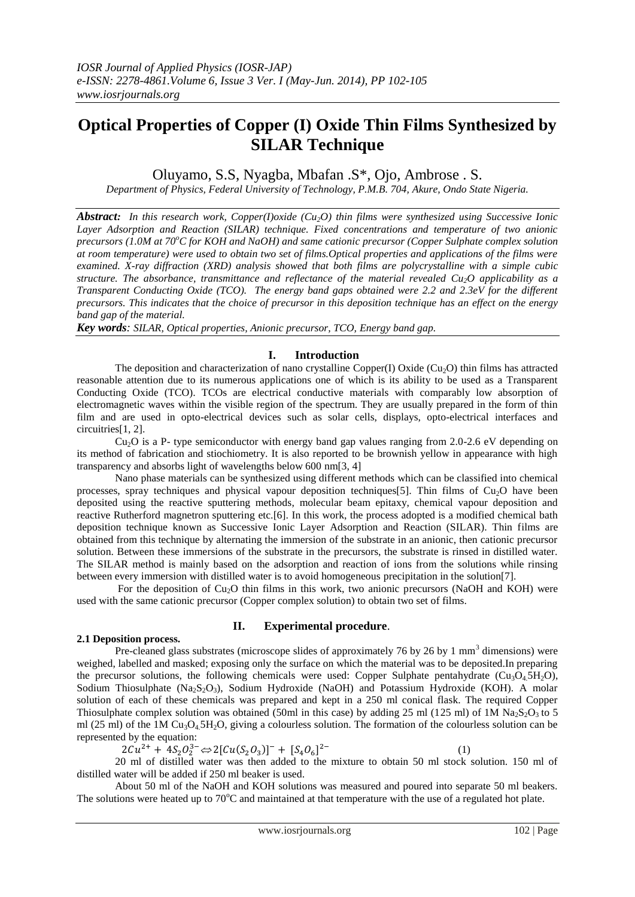# Optical Properties of Copper (I) Oxide Thin Films Synthesized by SILAR Technique

Oluyamo, S.S, Nyagba, Mbafan .S*, Ojo, Ambrose . S.

*Department of Physics, Federal University of Technology, P.M.B. 704, Akure, Ondo State Nigeria.*

***Abstract:*** *In this research work, Copper(I)oxide ($Cu_2O$) thin films were synthesized using Successive Ionic Layer Adsorption and Reaction (SILAR) technique. Fixed concentrations and temperature of two anionic precursors (1.0M at 70°C for KOH and NaOH) and same cationic precursor (Copper Sulphate complex solution at room temperature) were used to obtain two set of films.Optical properties and applications of the films were examined. X-ray diffraction (XRD) analysis showed that both films are polycrystalline with a simple cubic structure. The absorbance, transmittance and reflectance of the material revealed $Cu_2O$ applicability as a Transparent Conducting Oxide (TCO). The energy band gaps obtained were 2.2 and 2.3eV for the different precursors. This indicates that the choice of precursor in this deposition technique has an effect on the energy band gap of the material.*

***Key words****: SILAR, Optical properties, Anionic precursor, TCO, Energy band gap.*

## I. Introduction

The deposition and characterization of nano crystalline Copper(I) Oxide ($Cu_2O$) thin films has attracted reasonable attention due to its numerous applications one of which is its ability to be used as a Transparent Conducting Oxide (TCO). TCOs are electrical conductive materials with comparably low absorption of electromagnetic waves within the visible region of the spectrum. They are usually prepared in the form of thin film and are used in opto-electrical devices such as solar cells, displays, opto-electrical interfaces and circuitries[1, 2].

$Cu_2O$ is a P- type semiconductor with energy band gap values ranging from 2.0-2.6 eV depending on its method of fabrication and stiochiometry. It is also reported to be brownish yellow in appearance with high transparency and absorbs light of wavelengths below 600 nm[3, 4]

Nano phase materials can be synthesized using different methods which can be classified into chemical processes, spray techniques and physical vapour deposition techniques[5]. Thin films of $Cu_2O$ have been deposited using the reactive sputtering methods, molecular beam epitaxy, chemical vapour deposition and reactive Rutherford magnetron sputtering etc.[6]. In this work, the process adopted is a modified chemical bath deposition technique known as Successive Ionic Layer Adsorption and Reaction (SILAR). Thin films are obtained from this technique by alternating the immersion of the substrate in an anionic, then cationic precursor solution. Between these immersions of the substrate in the precursors, the substrate is rinsed in distilled water. The SILAR method is mainly based on the adsorption and reaction of ions from the solutions while rinsing between every immersion with distilled water is to avoid homogeneous precipitation in the solution[7].

For the deposition of $Cu_2O$ thin films in this work, two anionic precursors (NaOH and KOH) were used with the same cationic precursor (Copper complex solution) to obtain two set of films.

## II. Experimental procedure.

### 2.1 Deposition process.

Pre-cleaned glass substrates (microscope slides of approximately 76 by 26 by 1 mm$^3$ dimensions) were weighed, labelled and masked; exposing only the surface on which the material was to be deposited.In preparing the precursor solutions, the following chemicals were used: Copper Sulphate pentahydrate ($Cu_3O_4.5H_2O$), Sodium Thiosulphate ($Na_2S_2O_3$), Sodium Hydroxide (NaOH) and Potassium Hydroxide (KOH). A molar solution of each of these chemicals was prepared and kept in a 250 ml conical flask. The required Copper Thiosulphate complex solution was obtained (50ml in this case) by adding 25 ml (125 ml) of 1M $Na_2S_2O_3$ to 5 ml (25 ml) of the 1M $Cu_3O_4.5H_2O$, giving a colourless solution. The formation of the colourless solution can be represented by the equation:

$$2Cu^{2+} + 4S_2O_2^{3-} \Leftrightarrow 2[Cu(S_2O_3)]^{-} + [S_4O_6]^{2-} \quad (1)$$

20 ml of distilled water was then added to the mixture to obtain 50 ml stock solution. 150 ml of distilled water will be added if 250 ml beaker is used.

About 50 ml of the NaOH and KOH solutions was measured and poured into separate 50 ml beakers. The solutions were heated up to 70°C and maintained at that temperature with the use of a regulated hot plate.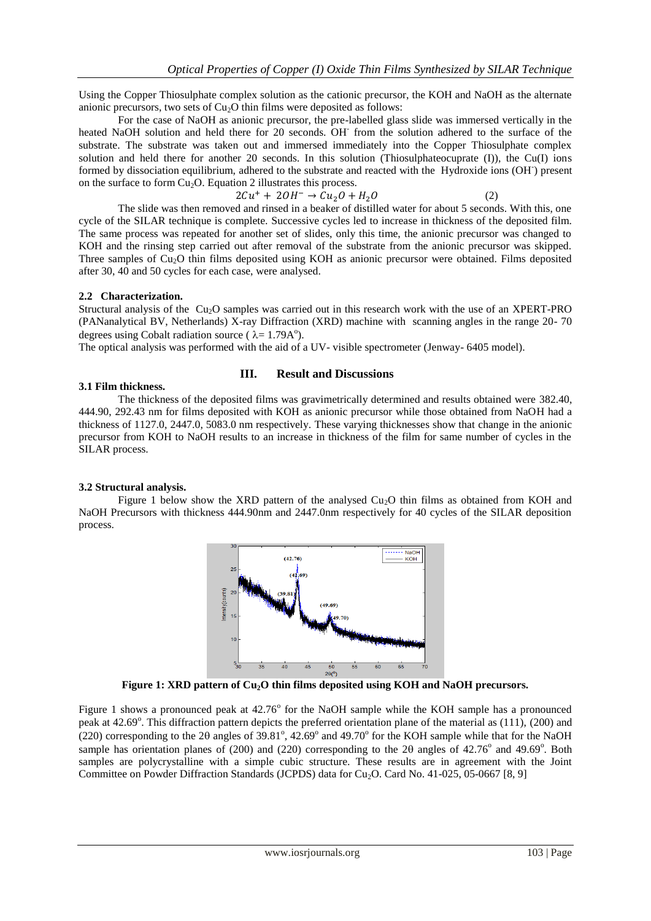Using the Copper Thiosulphate complex solution as the cationic precursor, the KOH and NaOH as the alternate anionic precursors, two sets of $Cu_2O$ thin films were deposited as follows:

For the case of NaOH as anionic precursor, the pre-labelled glass slide was immersed vertically in the heated NaOH solution and held there for 20 seconds. $OH^-$ from the solution adhered to the surface of the substrate. The substrate was taken out and immersed immediately into the Copper Thiosulphate complex solution and held there for another 20 seconds. In this solution (Thiosulphateocuprate (I)), the Cu(I) ions formed by dissociation equilibrium, adhered to the substrate and reacted with the Hydroxide ions ($OH^-$) present on the surface to form $Cu_2O$. Equation 2 illustrates this process.

$$2Cu^+ + 2OH^- \rightarrow Cu_2O + H_2O \quad (2)$$

The slide was then removed and rinsed in a beaker of distilled water for about 5 seconds. With this, one cycle of the SILAR technique is complete. Successive cycles led to increase in thickness of the deposited film. The same process was repeated for another set of slides, only this time, the anionic precursor was changed to KOH and the rinsing step carried out after removal of the substrate from the anionic precursor was skipped. Three samples of $Cu_2O$ thin films deposited using KOH as anionic precursor were obtained. Films deposited after 30, 40 and 50 cycles for each case, were analysed.

### 2.2 Characterization.

Structural analysis of the $Cu_2O$ samples was carried out in this research work with the use of an XPERT-PRO (PANanalytical BV, Netherlands) X-ray Diffraction (XRD) machine with scanning angles in the range 20- 70 degrees using Cobalt radiation source ( $\lambda = 1.79A^o$).

The optical analysis was performed with the aid of a UV- visible spectrometer (Jenway- 6405 model).

## III. Result and Discussions

### 3.1 Film thickness.

The thickness of the deposited films was gravimetrically determined and results obtained were 382.40, 444.90, 292.43 nm for films deposited with KOH as anionic precursor while those obtained from NaOH had a thickness of 1127.0, 2447.0, 5083.0 nm respectively. These varying thicknesses show that change in the anionic precursor from KOH to NaOH results to an increase in thickness of the film for same number of cycles in the SILAR process.

### 3.2 Structural analysis.

Figure 1 below show the XRD pattern of the analysed $Cu_2O$ thin films as obtained from KOH and NaOH Precursors with thickness 444.90nm and 2447.0nm respectively for 40 cycles of the SILAR deposition process.

**Figure 1: XRD pattern of $Cu_2O$ thin films deposited using KOH and NaOH precursors.**

Figure 1 shows a pronounced peak at $42.76^o$ for the NaOH sample while the KOH sample has a pronounced peak at $42.69^o$. This diffraction pattern depicts the preferred orientation plane of the material as (111), (200) and (220) corresponding to the $2\theta$ angles of $39.81^o$, $42.69^o$ and $49.70^o$ for the KOH sample while that for the NaOH sample has orientation planes of (200) and (220) corresponding to the $2\theta$ angles of $42.76^o$ and $49.69^o$. Both samples are polycrystalline with a simple cubic structure. These results are in agreement with the Joint Committee on Powder Diffraction Standards (JCPDS) data for $Cu_2O$. Card No. 41-025, 05-0667 [8, 9]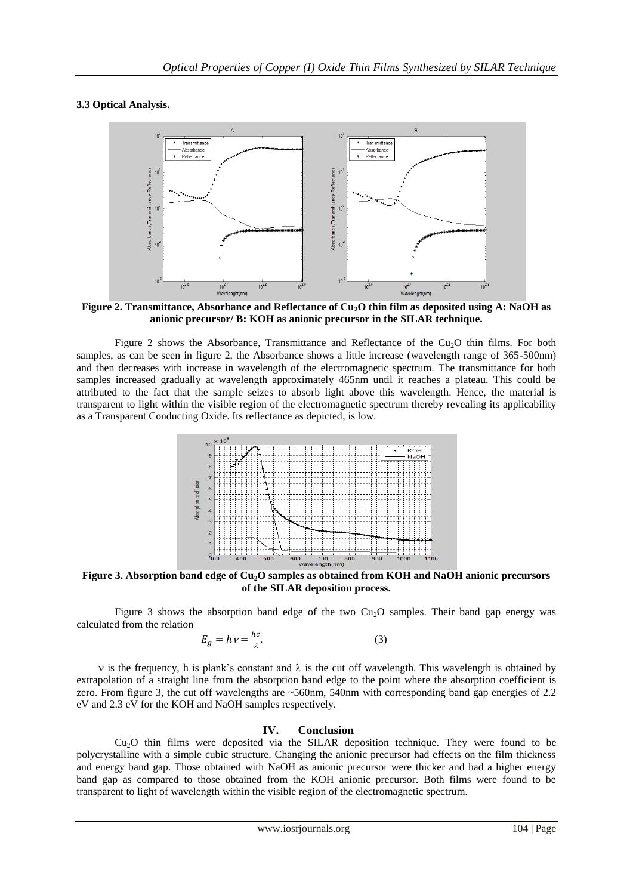### 3.3 Optical Analysis.

**Figure 2. Transmittance, Absorbance and Reflectance of $Cu_2O$ thin film as deposited using A: NaOH as anionic precursor/ B: KOH as anionic precursor in the SILAR technique.**

Figure 2 shows the Absorbance, Transmittance and Reflectance of the $Cu_2O$ thin films. For both samples, as can be seen in figure 2, the Absorbance shows a little increase (wavelength range of 365-500nm) and then decreases with increase in wavelength of the electromagnetic spectrum. The transmittance for both samples increased gradually at wavelength approximately 465nm until it reaches a plateau. This could be attributed to the fact that the sample seizes to absorb light above this wavelength. Hence, the material is transparent to light within the visible region of the electromagnetic spectrum thereby revealing its applicability as a Transparent Conducting Oxide. Its reflectance as depicted, is low.

**Figure 3. Absorption band edge of $Cu_2O$ samples as obtained from KOH and NaOH anionic precursors of the SILAR deposition process.**

Figure 3 shows the absorption band edge of the two $Cu_2O$ samples. Their band gap energy was calculated from the relation

$$E_g = h\nu = \frac{hc}{\lambda}. \tag{3}$$

$\nu$ is the frequency, h is plank's constant and $\lambda$ is the cut off wavelength. This wavelength is obtained by extrapolation of a straight line from the absorption band edge to the point where the absorption coefficient is zero. From figure 3, the cut off wavelengths are ~560nm, 540nm with corresponding band gap energies of 2.2 eV and 2.3 eV for the KOH and NaOH samples respectively.

## IV. Conclusion

$Cu_2O$ thin films were deposited via the SILAR deposition technique. They were found to be polycrystalline with a simple cubic structure. Changing the anionic precursor had effects on the film thickness and energy band gap. Those obtained with NaOH as anionic precursor were thicker and had a higher energy band gap as compared to those obtained from the KOH anionic precursor. Both films were found to be transparent to light of wavelength within the visible region of the electromagnetic spectrum.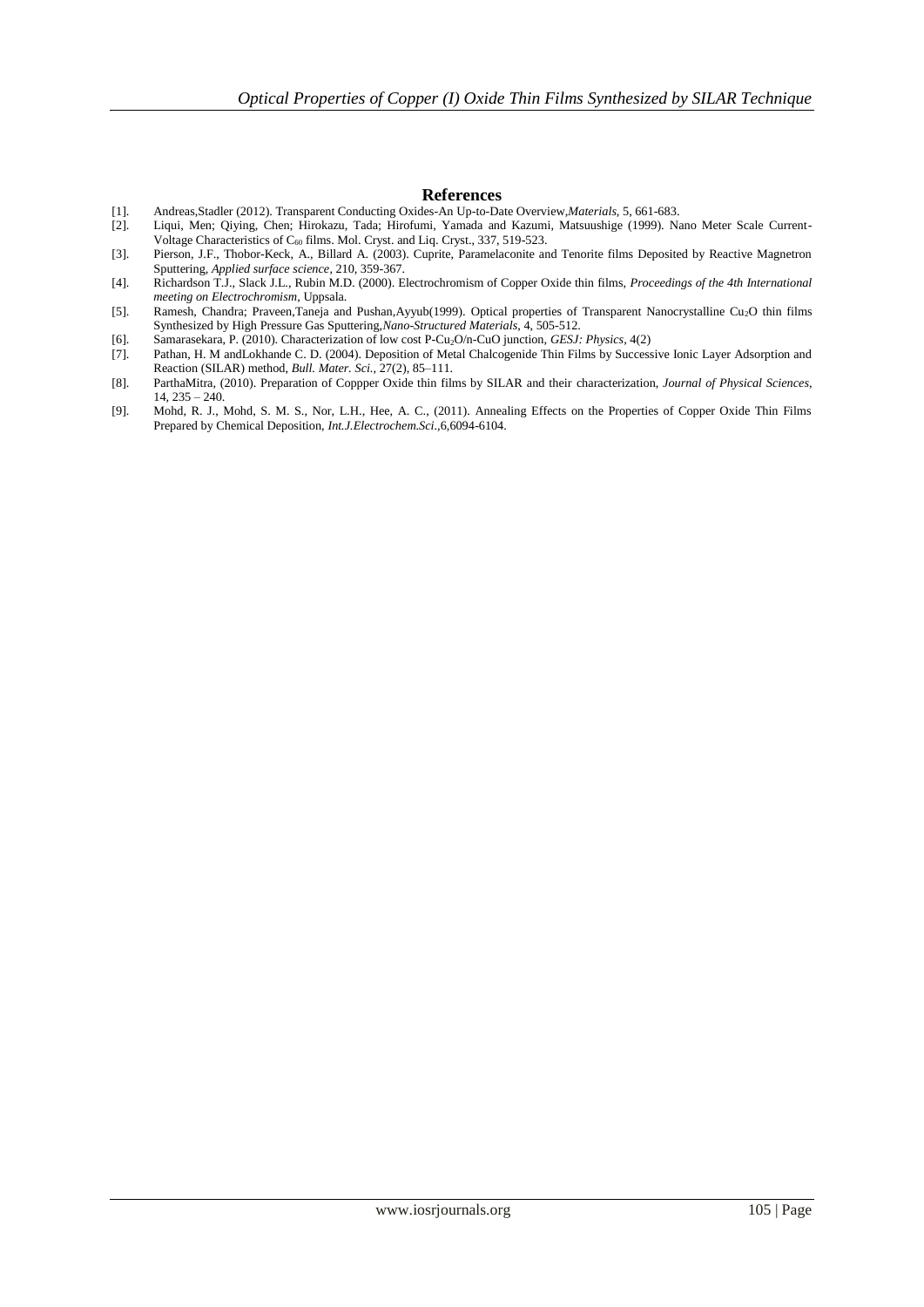## References

[1]. Andreas,Stadler (2012). Transparent Conducting Oxides-An Up-to-Date Overview,*Materials*, 5, 661-683.

[2]. Liqui, Men; Qiying, Chen; Hirokazu, Tada; Hirofumi, Yamada and Kazumi, Matsuushige (1999). Nano Meter Scale Current-Voltage Characteristics of $C_{60}$ films. Mol. Cryst. and Liq. Cryst., 337, 519-523.

[3]. Pierson, J.F., Thobor-Keck, A., Billard A. (2003). Cuprite, Paramelaconite and Tenorite films Deposited by Reactive Magnetron Sputtering, *Applied surface science*, 210, 359-367.

[4]. Richardson T.J., Slack J.L., Rubin M.D. (2000). Electrochromism of Copper Oxide thin films, *Proceedings of the 4th International meeting on Electrochromism*, Uppsala.

[5]. Ramesh, Chandra; Praveen,Taneja and Pushan,Ayyub(1999). Optical properties of Transparent Nanocrystalline $Cu_2O$ thin films Synthesized by High Pressure Gas Sputtering,*Nano-Structured Materials*, 4, 505-512.

[6]. Samarasekara, P. (2010). Characterization of low cost P-$Cu_2O$/n-CuO junction, *GESJ: Physics*, 4(2)

[7]. Pathan, H. M andLokhande C. D. (2004). Deposition of Metal Chalcogenide Thin Films by Successive Ionic Layer Adsorption and Reaction (SILAR) method, *Bull. Mater. Sci.*, 27(2), 85–111.

[8]. ParthaMitra, (2010). Preparation of Coppper Oxide thin films by SILAR and their characterization, *Journal of Physical Sciences*, 14, 235 – 240.

[9]. Mohd, R. J., Mohd, S. M. S., Nor, L.H., Hee, A. C., (2011). Annealing Effects on the Properties of Copper Oxide Thin Films Prepared by Chemical Deposition, *Int.J.Electrochem.Sci*.,6,6094-6104.